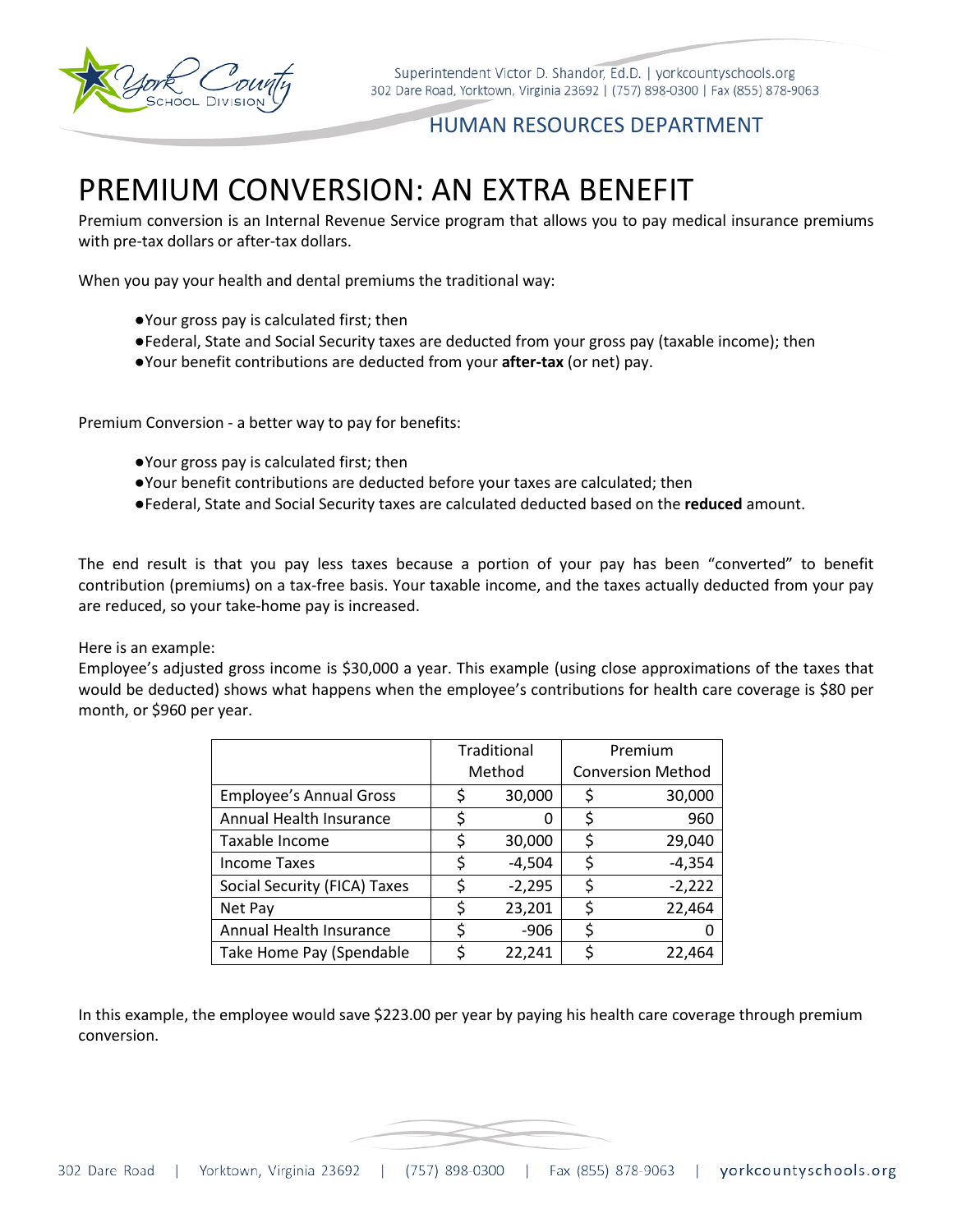HUMAN RESOURCES DEPARTMENT

# PREMIUM CONVERSION: AN EXTRA BENEFIT

Premium conversion is an Internal Revenue Service program that allows you to pay medical insurance premiums with pre-tax dollars or after-tax dollars.

When you pay your health and dental premiums the traditional way:

- Your gross pay is calculated first; then
- Federal, State and Social Security taxes are deducted from your gross pay (taxable income); then
- Your benefit contributions are deducted from your **after-tax** (or net) pay.

Premium Conversion - a better way to pay for benefits:

- Your gross pay is calculated first; then
- Your benefit contributions are deducted before your taxes are calculated; then
- Federal, State and Social Security taxes are calculated deducted based on the **reduced** amount.

The end result is that you pay less taxes because a portion of your pay has been "converted" to benefit contribution (premiums) on a tax-free basis. Your taxable income, and the taxes actually deducted from your pay are reduced, so your take-home pay is increased.

Here is an example:
Employee's adjusted gross income is $30,000 a year. This example (using close approximations of the taxes that would be deducted) shows what happens when the employee's contributions for health care coverage is $80 per month, or $960 per year.

| | Traditional Method | Premium Conversion Method |
|---|---|---|
| Employee's Annual Gross | $ 30,000 | $ 30,000 |
| Annual Health Insurance | $ 0 | $ 960 |
| Taxable Income | $ 30,000 | $ 29,040 |
| Income Taxes | $ -4,504 | $ -4,354 |
| Social Security (FICA) Taxes | $ -2,295 | $ -2,222 |
| Net Pay | $ 23,201 | $ 22,464 |
| Annual Health Insurance | $ -906 | $ 0 |
| Take Home Pay (Spendable | $ 22,241 | $ 22,464 |

In this example, the employee would save $223.00 per year by paying his health care coverage through premium conversion.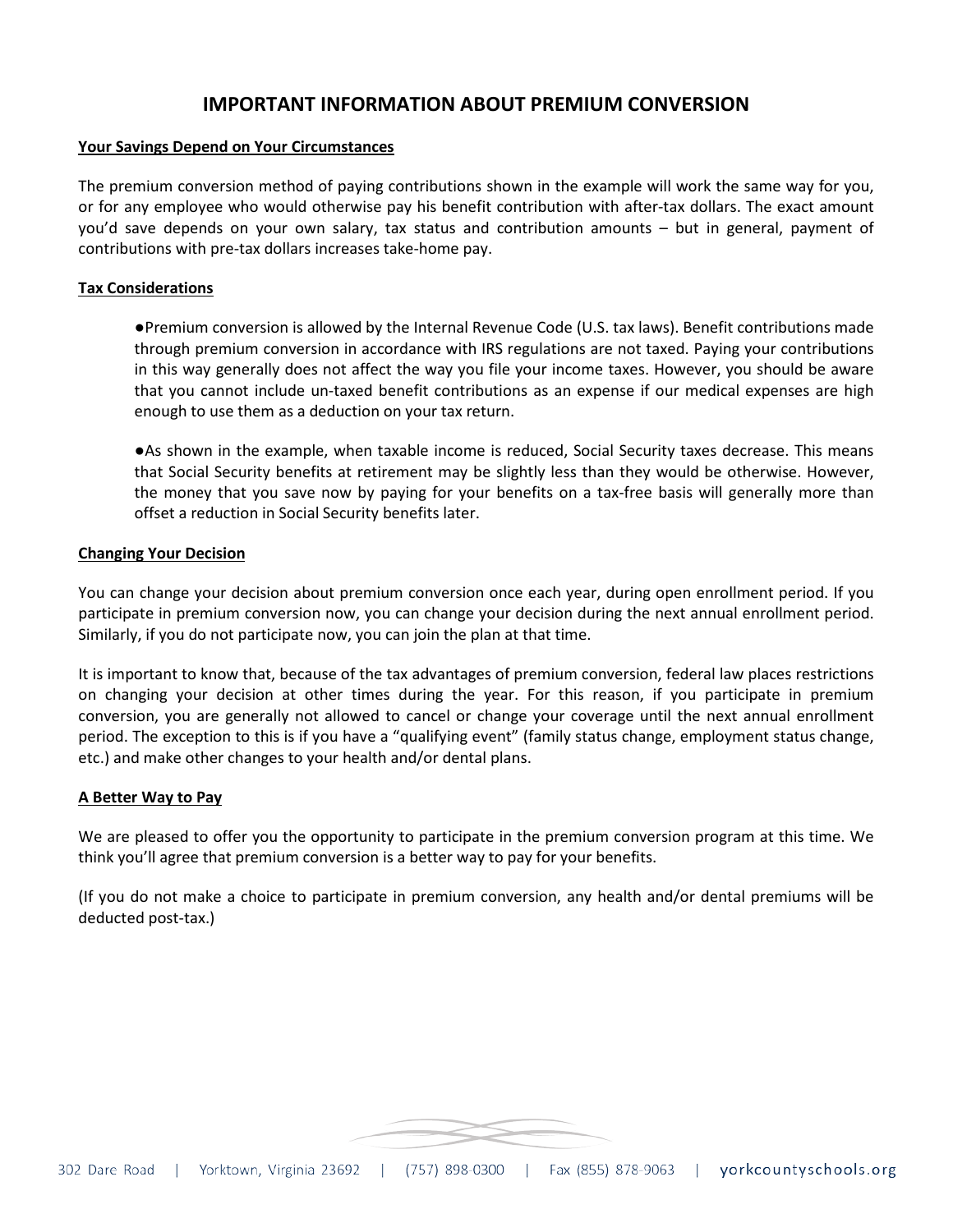# IMPORTANT INFORMATION ABOUT PREMIUM CONVERSION

**Your Savings Depend on Your Circumstances**

The premium conversion method of paying contributions shown in the example will work the same way for you, or for any employee who would otherwise pay his benefit contribution with after-tax dollars. The exact amount you'd save depends on your own salary, tax status and contribution amounts – but in general, payment of contributions with pre-tax dollars increases take-home pay.

**Tax Considerations**

- Premium conversion is allowed by the Internal Revenue Code (U.S. tax laws). Benefit contributions made through premium conversion in accordance with IRS regulations are not taxed. Paying your contributions in this way generally does not affect the way you file your income taxes. However, you should be aware that you cannot include un-taxed benefit contributions as an expense if our medical expenses are high enough to use them as a deduction on your tax return.

- As shown in the example, when taxable income is reduced, Social Security taxes decrease. This means that Social Security benefits at retirement may be slightly less than they would be otherwise. However, the money that you save now by paying for your benefits on a tax-free basis will generally more than offset a reduction in Social Security benefits later.

**Changing Your Decision**

You can change your decision about premium conversion once each year, during open enrollment period. If you participate in premium conversion now, you can change your decision during the next annual enrollment period. Similarly, if you do not participate now, you can join the plan at that time.

It is important to know that, because of the tax advantages of premium conversion, federal law places restrictions on changing your decision at other times during the year. For this reason, if you participate in premium conversion, you are generally not allowed to cancel or change your coverage until the next annual enrollment period. The exception to this is if you have a "qualifying event" (family status change, employment status change, etc.) and make other changes to your health and/or dental plans.

**A Better Way to Pay**

We are pleased to offer you the opportunity to participate in the premium conversion program at this time. We think you'll agree that premium conversion is a better way to pay for your benefits.

(If you do not make a choice to participate in premium conversion, any health and/or dental premiums will be deducted post-tax.)